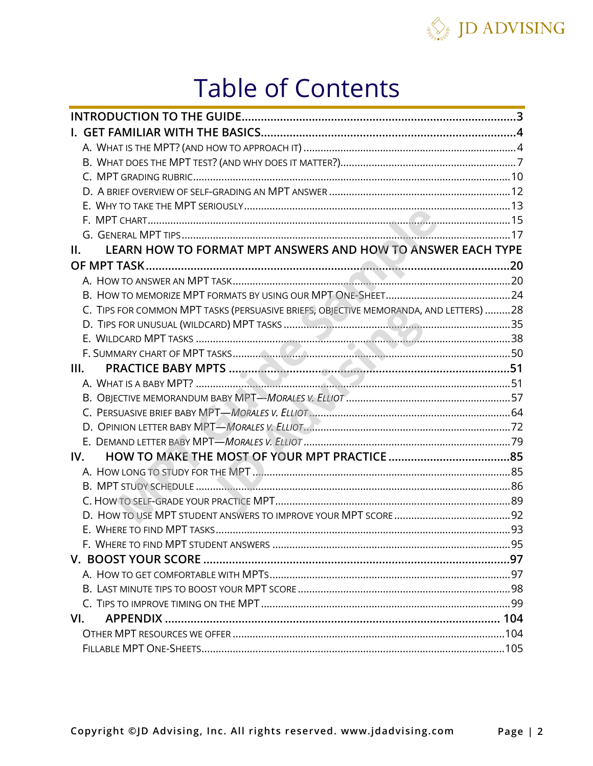# Table of Contents

**INTRODUCTION TO THE GUIDE** ........ 3

**I. GET FAMILIAR WITH THE BASICS** ........ 4

- A. What is the MPT? (and how to approach it) ........ 4
- B. What does the MPT test? (and why does it matter?) ........ 7
- C. MPT grading rubric ........ 10
- D. A brief overview of self-grading an MPT answer ........ 12
- E. Why to take the MPT seriously ........ 13
- F. MPT chart ........ 15
- G. General MPT tips ........ 17

**II. LEARN HOW TO FORMAT MPT ANSWERS AND HOW TO ANSWER EACH TYPE OF MPT TASK** ........ 20

- A. How to answer an MPT task ........ 20
- B. How to memorize MPT formats by using our MPT One-Sheet ........ 24
- C. Tips for common MPT tasks (persuasive briefs, objective memoranda, and letters) ........ 28
- D. Tips for unusual (wildcard) MPT tasks ........ 35
- E. Wildcard MPT tasks ........ 38
- F. Summary chart of MPT tasks ........ 50

**III. PRACTICE BABY MPTS** ........ 51

- A. What is a baby MPT? ........ 51
- B. Objective memorandum baby MPT—*Morales v. Elliot* ........ 57
- C. Persuasive brief baby MPT—*Morales v. Elliot* ........ 64
- D. Opinion letter baby MPT—*Morales v. Elliot* ........ 72
- E. Demand letter baby MPT—*Morales v. Elliot* ........ 79

**IV. HOW TO MAKE THE MOST OF YOUR MPT PRACTICE** ........ 85

- A. How long to study for the MPT ........ 85
- B. MPT study schedule ........ 86
- C. How to self-grade your practice MPT ........ 89
- D. How to use MPT student answers to improve your MPT score ........ 92
- E. Where to find MPT tasks ........ 93
- F. Where to find MPT student answers ........ 95

**V. BOOST YOUR SCORE** ........ 97

- A. How to get comfortable with MPTs ........ 97
- B. Last minute tips to boost your MPT score ........ 98
- C. Tips to improve timing on the MPT ........ 99

**VI. APPENDIX** ........ 104

- Other MPT resources we offer ........ 104
- Fillable MPT One-Sheets ........ 105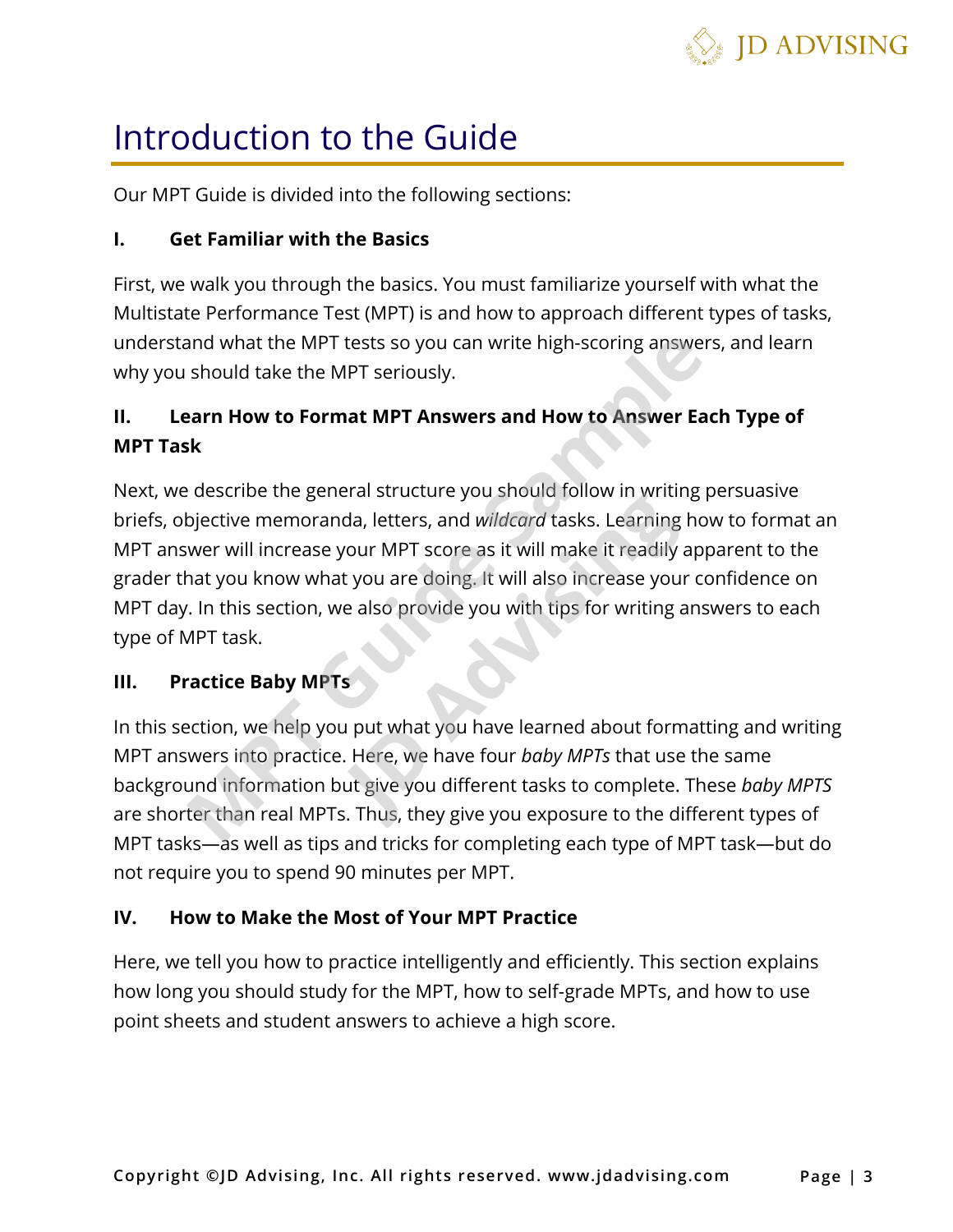# Introduction to the Guide

Our MPT Guide is divided into the following sections:

**I. Get Familiar with the Basics**

First, we walk you through the basics. You must familiarize yourself with what the Multistate Performance Test (MPT) is and how to approach different types of tasks, understand what the MPT tests so you can write high-scoring answers, and learn why you should take the MPT seriously.

**II. Learn How to Format MPT Answers and How to Answer Each Type of MPT Task**

Next, we describe the general structure you should follow in writing persuasive briefs, objective memoranda, letters, and *wildcard* tasks. Learning how to format an MPT answer will increase your MPT score as it will make it readily apparent to the grader that you know what you are doing. It will also increase your confidence on MPT day. In this section, we also provide you with tips for writing answers to each type of MPT task.

**III. Practice Baby MPTs**

In this section, we help you put what you have learned about formatting and writing MPT answers into practice. Here, we have four *baby MPTs* that use the same background information but give you different tasks to complete. These *baby MPTS* are shorter than real MPTs. Thus, they give you exposure to the different types of MPT tasks—as well as tips and tricks for completing each type of MPT task—but do not require you to spend 90 minutes per MPT.

**IV. How to Make the Most of Your MPT Practice**

Here, we tell you how to practice intelligently and efficiently. This section explains how long you should study for the MPT, how to self-grade MPTs, and how to use point sheets and student answers to achieve a high score.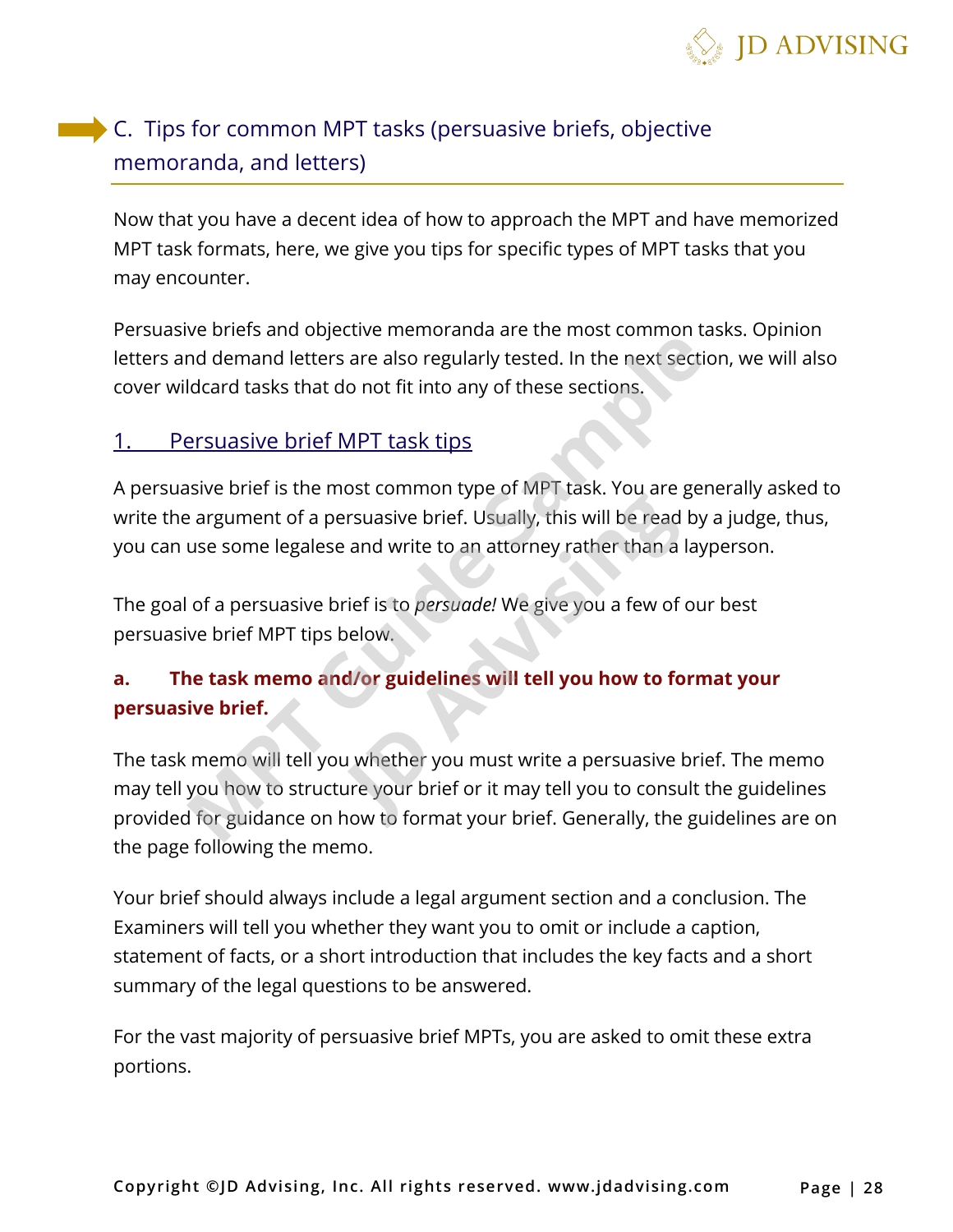## C. Tips for common MPT tasks (persuasive briefs, objective memoranda, and letters)

Now that you have a decent idea of how to approach the MPT and have memorized MPT task formats, here, we give you tips for specific types of MPT tasks that you may encounter.

Persuasive briefs and objective memoranda are the most common tasks. Opinion letters and demand letters are also regularly tested. In the next section, we will also cover wildcard tasks that do not fit into any of these sections.

### 1. Persuasive brief MPT task tips

A persuasive brief is the most common type of MPT task. You are generally asked to write the argument of a persuasive brief. Usually, this will be read by a judge, thus, you can use some legalese and write to an attorney rather than a layperson.

The goal of a persuasive brief is to *persuade!* We give you a few of our best persuasive brief MPT tips below.

#### a. The task memo and/or guidelines will tell you how to format your persuasive brief.

The task memo will tell you whether you must write a persuasive brief. The memo may tell you how to structure your brief or it may tell you to consult the guidelines provided for guidance on how to format your brief. Generally, the guidelines are on the page following the memo.

Your brief should always include a legal argument section and a conclusion. The Examiners will tell you whether they want you to omit or include a caption, statement of facts, or a short introduction that includes the key facts and a short summary of the legal questions to be answered.

For the vast majority of persuasive brief MPTs, you are asked to omit these extra portions.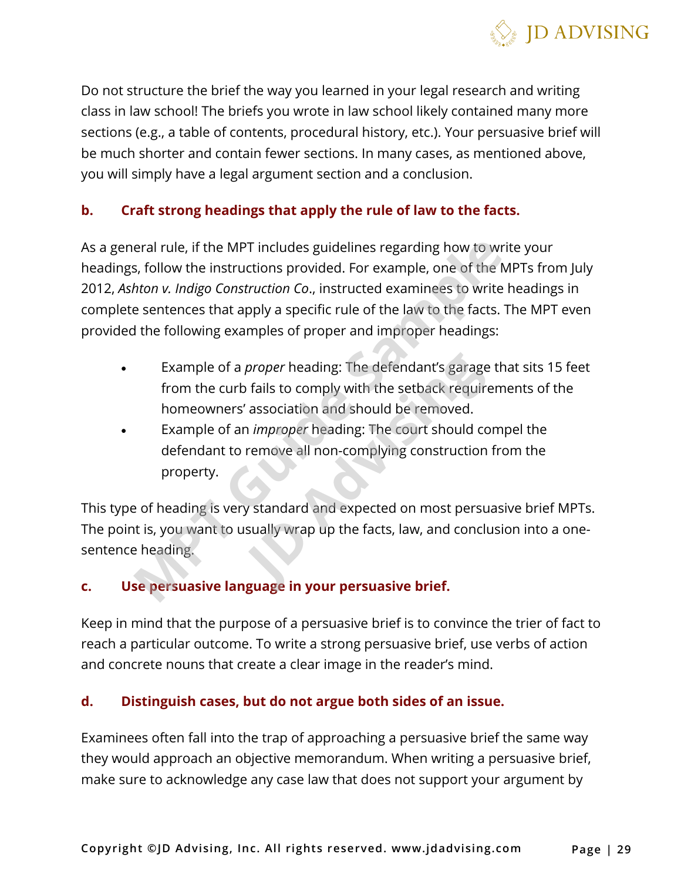Do not structure the brief the way you learned in your legal research and writing class in law school! The briefs you wrote in law school likely contained many more sections (e.g., a table of contents, procedural history, etc.). Your persuasive brief will be much shorter and contain fewer sections. In many cases, as mentioned above, you will simply have a legal argument section and a conclusion.

### b. Craft strong headings that apply the rule of law to the facts.

As a general rule, if the MPT includes guidelines regarding how to write your headings, follow the instructions provided. For example, one of the MPTs from July 2012, *Ashton v. Indigo Construction Co*., instructed examinees to write headings in complete sentences that apply a specific rule of the law to the facts. The MPT even provided the following examples of proper and improper headings:

- Example of a *proper* heading: The defendant's garage that sits 15 feet from the curb fails to comply with the setback requirements of the homeowners' association and should be removed.
- Example of an *improper* heading: The court should compel the defendant to remove all non-complying construction from the property.

This type of heading is very standard and expected on most persuasive brief MPTs. The point is, you want to usually wrap up the facts, law, and conclusion into a one-sentence heading.

### c. Use persuasive language in your persuasive brief.

Keep in mind that the purpose of a persuasive brief is to convince the trier of fact to reach a particular outcome. To write a strong persuasive brief, use verbs of action and concrete nouns that create a clear image in the reader's mind.

### d. Distinguish cases, but do not argue both sides of an issue.

Examinees often fall into the trap of approaching a persuasive brief the same way they would approach an objective memorandum. When writing a persuasive brief, make sure to acknowledge any case law that does not support your argument by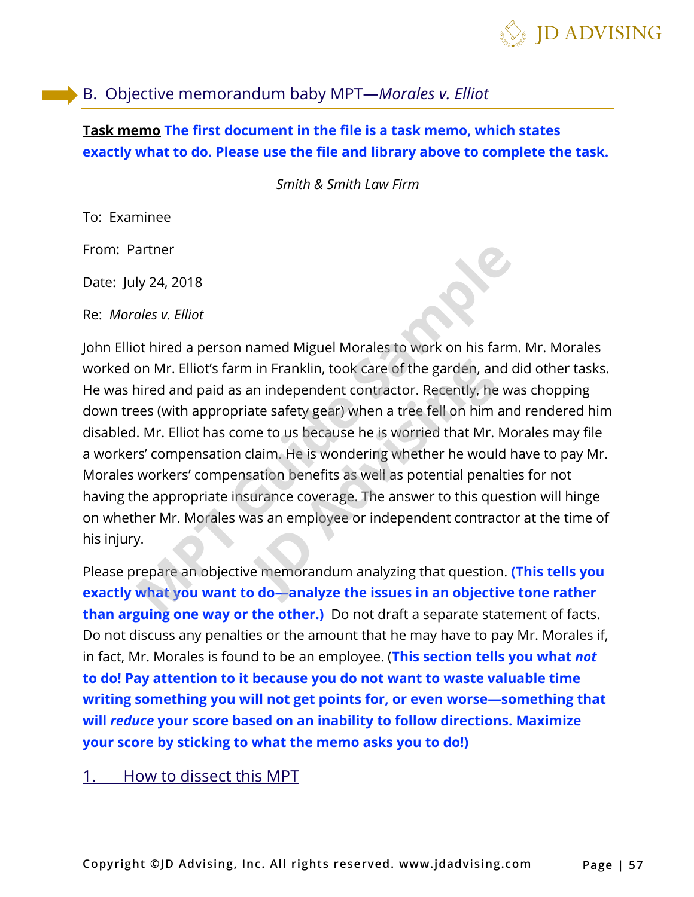## B. Objective memorandum baby MPT—*Morales v. Elliot*

**Task memo The first document in the file is a task memo, which states exactly what to do. Please use the file and library above to complete the task.**

*Smith & Smith Law Firm*

To: Examinee

From: Partner

Date: July 24, 2018

Re: *Morales v. Elliot*

John Elliot hired a person named Miguel Morales to work on his farm. Mr. Morales worked on Mr. Elliot's farm in Franklin, took care of the garden, and did other tasks. He was hired and paid as an independent contractor. Recently, he was chopping down trees (with appropriate safety gear) when a tree fell on him and rendered him disabled. Mr. Elliot has come to us because he is worried that Mr. Morales may file a workers' compensation claim. He is wondering whether he would have to pay Mr. Morales workers' compensation benefits as well as potential penalties for not having the appropriate insurance coverage. The answer to this question will hinge on whether Mr. Morales was an employee or independent contractor at the time of his injury.

Please prepare an objective memorandum analyzing that question. **(This tells you exactly what you want to do—analyze the issues in an objective tone rather than arguing one way or the other.)** Do not draft a separate statement of facts. Do not discuss any penalties or the amount that he may have to pay Mr. Morales if, in fact, Mr. Morales is found to be an employee. **(This section tells you what *not* to do! Pay attention to it because you do not want to waste valuable time writing something you will not get points for, or even worse—something that will *reduce* your score based on an inability to follow directions. Maximize your score by sticking to what the memo asks you to do!)**

### 1. How to dissect this MPT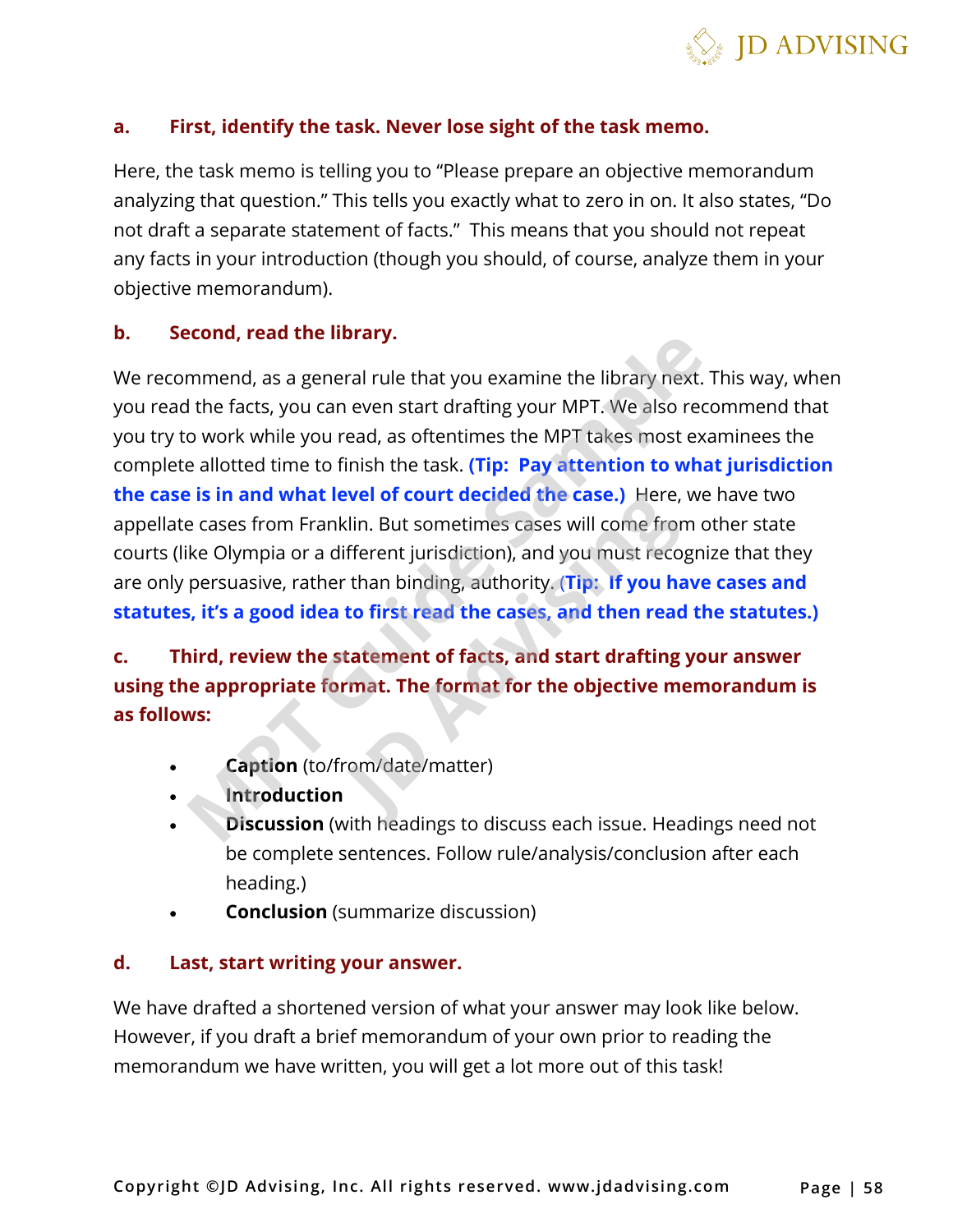**a. First, identify the task. Never lose sight of the task memo.**

Here, the task memo is telling you to "Please prepare an objective memorandum analyzing that question." This tells you exactly what to zero in on. It also states, "Do not draft a separate statement of facts." This means that you should not repeat any facts in your introduction (though you should, of course, analyze them in your objective memorandum).

**b. Second, read the library.**

We recommend, as a general rule that you examine the library next. This way, when you read the facts, you can even start drafting your MPT. We also recommend that you try to work while you read, as oftentimes the MPT takes most examinees the complete allotted time to finish the task. **(Tip: Pay attention to what jurisdiction the case is in and what level of court decided the case.)** Here, we have two appellate cases from Franklin. But sometimes cases will come from other state courts (like Olympia or a different jurisdiction), and you must recognize that they are only persuasive, rather than binding, authority. **(Tip: If you have cases and statutes, it's a good idea to first read the cases, and then read the statutes.)**

**c. Third, review the statement of facts, and start drafting your answer using the appropriate format. The format for the objective memorandum is as follows:**

- **Caption** (to/from/date/matter)
- **Introduction**
- **Discussion** (with headings to discuss each issue. Headings need not be complete sentences. Follow rule/analysis/conclusion after each heading.)
- **Conclusion** (summarize discussion)

**d. Last, start writing your answer.**

We have drafted a shortened version of what your answer may look like below. However, if you draft a brief memorandum of your own prior to reading the memorandum we have written, you will get a lot more out of this task!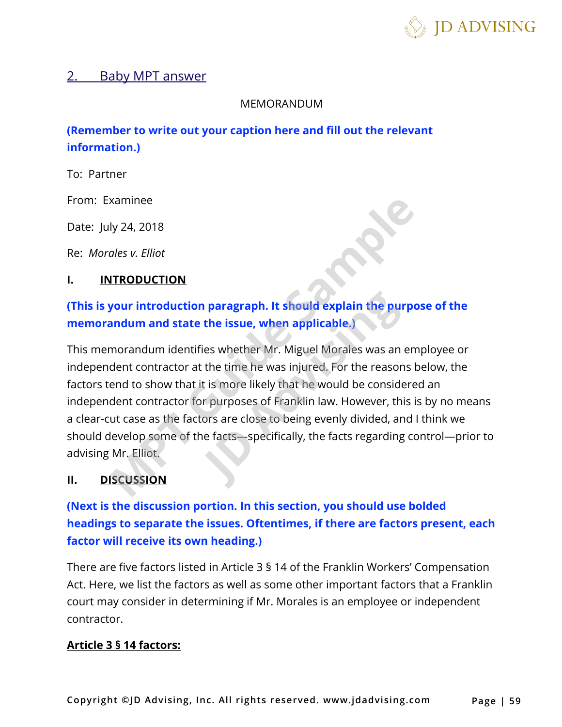## 2. Baby MPT answer

MEMORANDUM

**(Remember to write out your caption here and fill out the relevant information.)**

To: Partner

From: Examinee

Date: July 24, 2018

Re: *Morales v. Elliot*

### I. INTRODUCTION

**(This is your introduction paragraph. It should explain the purpose of the memorandum and state the issue, when applicable.)**

This memorandum identifies whether Mr. Miguel Morales was an employee or independent contractor at the time he was injured. For the reasons below, the factors tend to show that it is more likely that he would be considered an independent contractor for purposes of Franklin law. However, this is by no means a clear-cut case as the factors are close to being evenly divided, and I think we should develop some of the facts—specifically, the facts regarding control—prior to advising Mr. Elliot.

### II. DISCUSSION

**(Next is the discussion portion. In this section, you should use bolded headings to separate the issues. Oftentimes, if there are factors present, each factor will receive its own heading.)**

There are five factors listed in Article 3 § 14 of the Franklin Workers' Compensation Act. Here, we list the factors as well as some other important factors that a Franklin court may consider in determining if Mr. Morales is an employee or independent contractor.

**Article 3 § 14 factors:**